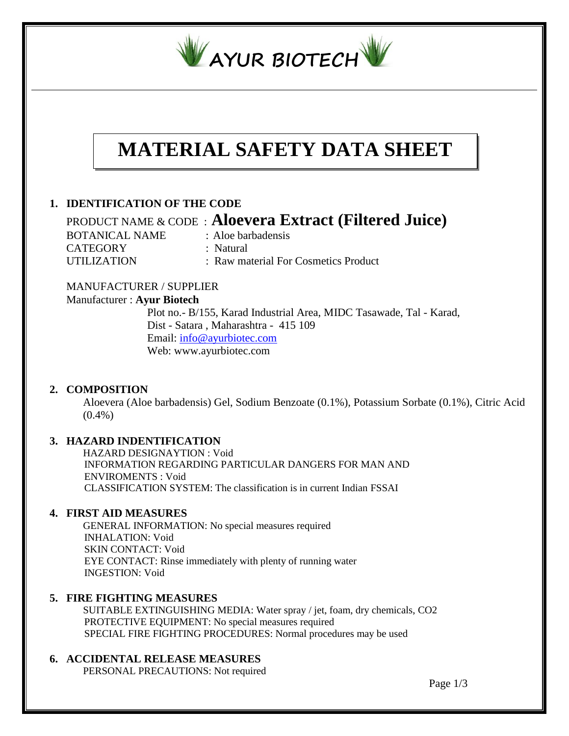**AYUR BIOTECH**

# MATERIAL SAFETY DATA SHEET

## 1. IDENTIFICATION OF THE CODE

PRODUCT NAME & CODE : **Aloevera Extract (Filtered Juice)**

BOTANICAL NAME : Aloe barbadensis

CATEGORY : Natural

UTILIZATION : Raw material For Cosmetics Product

MANUFACTURER / SUPPLIER

Manufacturer : **Ayur Biotech**

Plot no.- B/155, Karad Industrial Area, MIDC Tasawade, Tal - Karad,
Dist - Satara , Maharashtra - 415 109
Email: info@ayurbiotec.com
Web: www.ayurbiotec.com

## 2. COMPOSITION

Aloevera (Aloe barbadensis) Gel, Sodium Benzoate (0.1%), Potassium Sorbate (0.1%), Citric Acid (0.4%)

## 3. HAZARD INDENTIFICATION

HAZARD DESIGNAYTION : Void

INFORMATION REGARDING PARTICULAR DANGERS FOR MAN AND ENVIROMENTS : Void

CLASSIFICATION SYSTEM: The classification is in current Indian FSSAI

## 4. FIRST AID MEASURES

GENERAL INFORMATION: No special measures required

INHALATION: Void

SKIN CONTACT: Void

EYE CONTACT: Rinse immediately with plenty of running water

INGESTION: Void

## 5. FIRE FIGHTING MEASURES

SUITABLE EXTINGUISHING MEDIA: Water spray / jet, foam, dry chemicals, $CO_2$

PROTECTIVE EQUIPMENT: No special measures required

SPECIAL FIRE FIGHTING PROCEDURES: Normal procedures may be used

## 6. ACCIDENTAL RELEASE MEASURES

PERSONAL PRECAUTIONS: Not required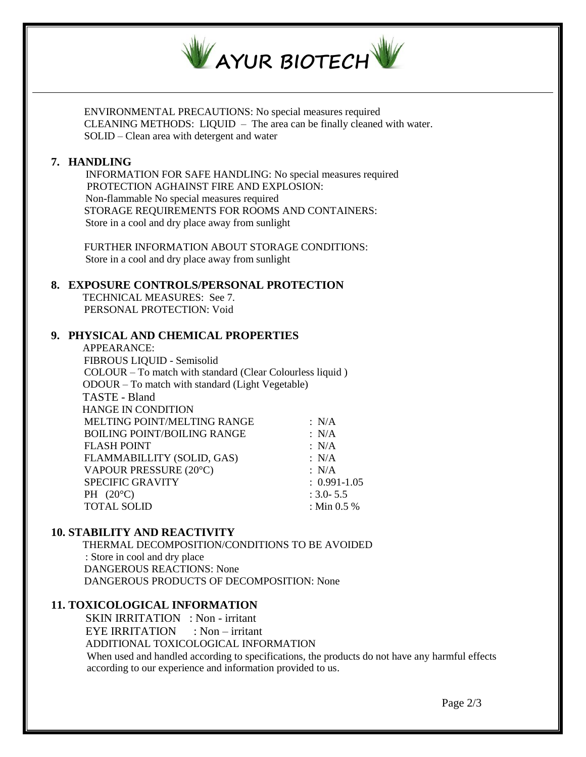ENVIRONMENTAL PRECAUTIONS: No special measures required
CLEANING METHODS: LIQUID – The area can be finally cleaned with water.
SOLID – Clean area with detergent and water

## 7. HANDLING

INFORMATION FOR SAFE HANDLING: No special measures required
PROTECTION AGHAINST FIRE AND EXPLOSION:
Non-flammable No special measures required
STORAGE REQUIREMENTS FOR ROOMS AND CONTAINERS:
Store in a cool and dry place away from sunlight

FURTHER INFORMATION ABOUT STORAGE CONDITIONS:
Store in a cool and dry place away from sunlight

## 8. EXPOSURE CONTROLS/PERSONAL PROTECTION

TECHNICAL MEASURES: See 7.
PERSONAL PROTECTION: Void

## 9. PHYSICAL AND CHEMICAL PROPERTIES

APPEARANCE:
FIBROUS LIQUID - Semisolid
COLOUR – To match with standard (Clear Colourless liquid )
ODOUR – To match with standard (Light Vegetable)
TASTE - Bland
HANGE IN CONDITION

| | |
|---|---|
| MELTING POINT/MELTING RANGE | : N/A |
| BOILING POINT/BOILING RANGE | : N/A |
| FLASH POINT | : N/A |
| FLAMMABILLITY (SOLID, GAS) | : N/A |
| VAPOUR PRESSURE (20°C) | : N/A |
| SPECIFIC GRAVITY | : 0.991-1.05 |
| PH (20°C) | : 3.0- 5.5 |
| TOTAL SOLID | : Min 0.5 % |

## 10. STABILITY AND REACTIVITY

THERMAL DECOMPOSITION/CONDITIONS TO BE AVOIDED
: Store in cool and dry place
DANGEROUS REACTIONS: None
DANGEROUS PRODUCTS OF DECOMPOSITION: None

## 11. TOXICOLOGICAL INFORMATION

SKIN IRRITATION : Non - irritant
EYE IRRITATION : Non – irritant
ADDITIONAL TOXICOLOGICAL INFORMATION
When used and handled according to specifications, the products do not have any harmful effects according to our experience and information provided to us.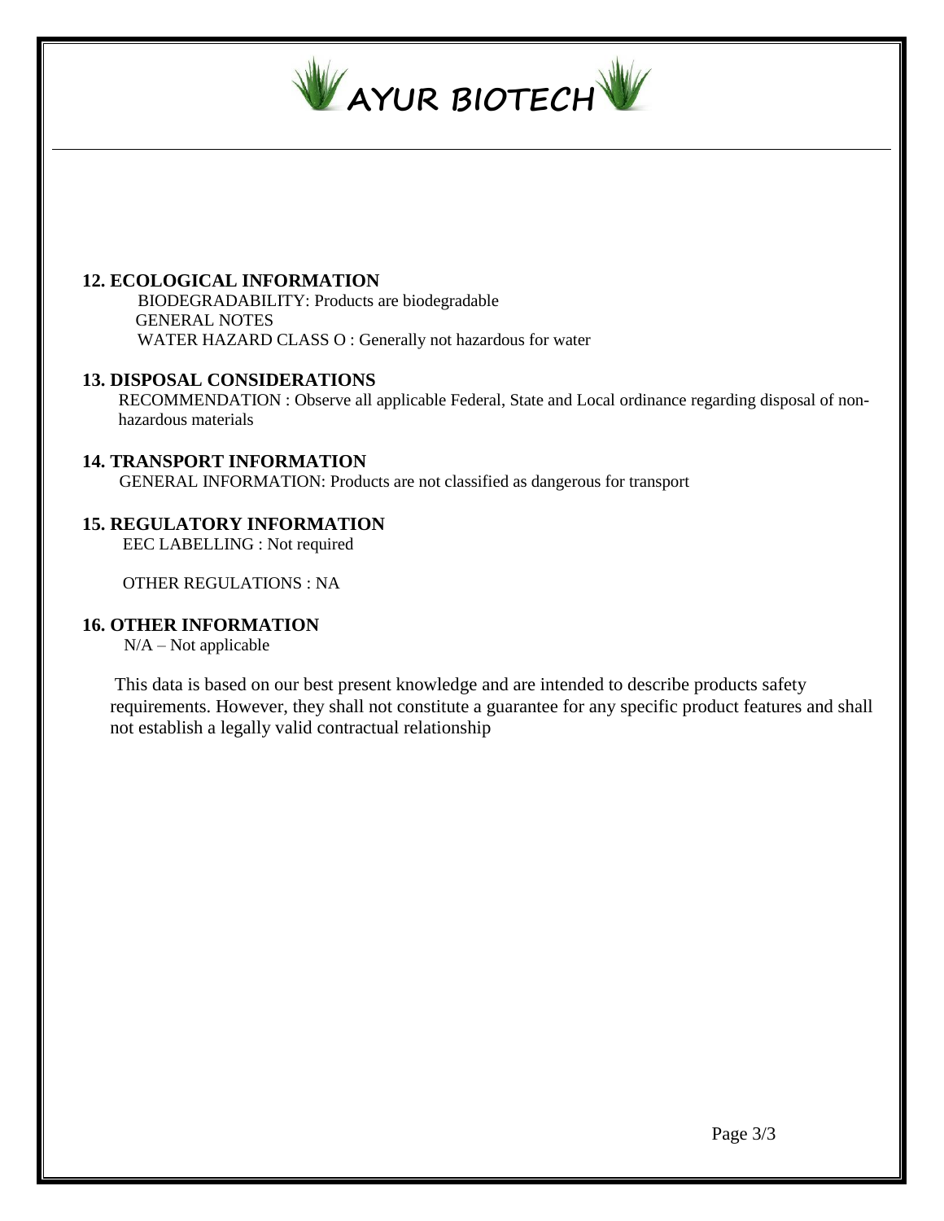## 12. ECOLOGICAL INFORMATION

BIODEGRADABILITY: Products are biodegradable

GENERAL NOTES

WATER HAZARD CLASS O : Generally not hazardous for water

## 13. DISPOSAL CONSIDERATIONS

RECOMMENDATION : Observe all applicable Federal, State and Local ordinance regarding disposal of non-hazardous materials

## 14. TRANSPORT INFORMATION

GENERAL INFORMATION: Products are not classified as dangerous for transport

## 15. REGULATORY INFORMATION

EEC LABELLING : Not required

OTHER REGULATIONS : NA

## 16. OTHER INFORMATION

N/A – Not applicable

This data is based on our best present knowledge and are intended to describe products safety requirements. However, they shall not constitute a guarantee for any specific product features and shall not establish a legally valid contractual relationship